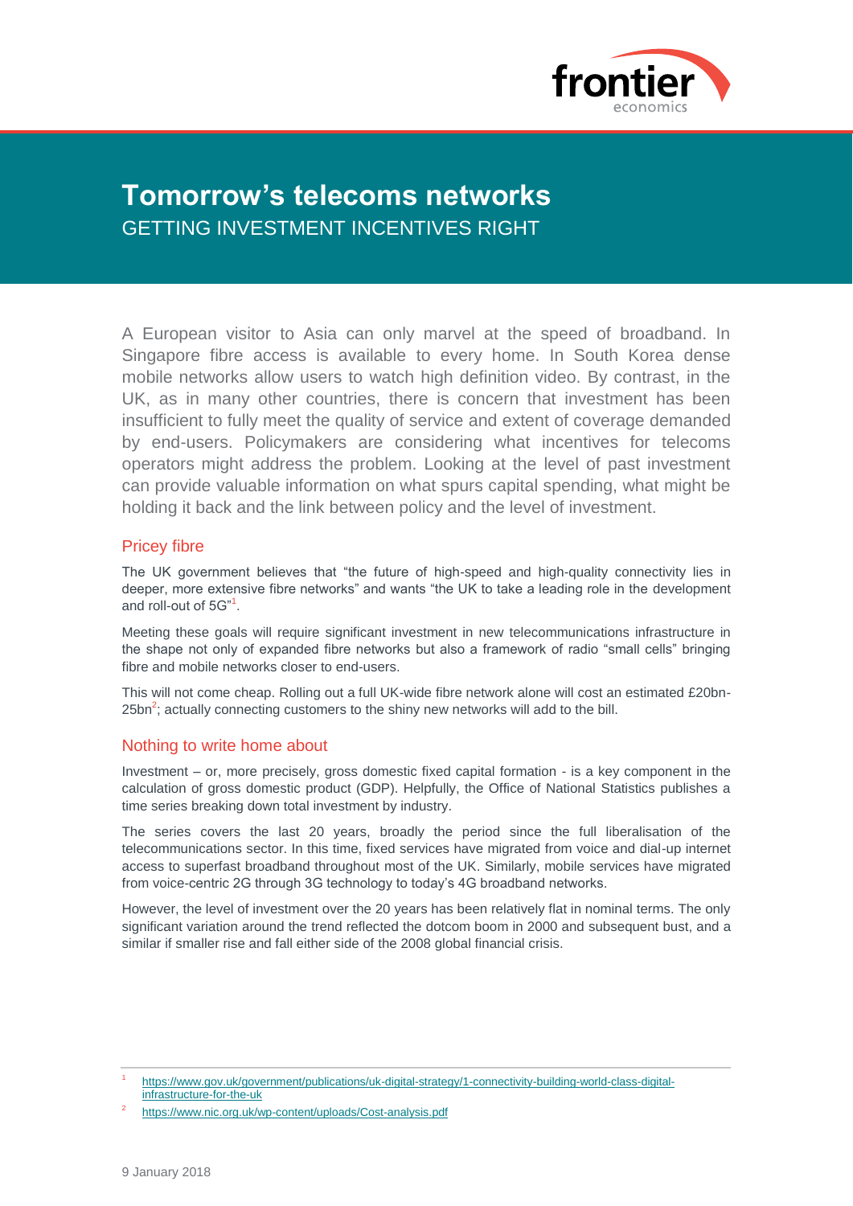# Tomorrow's telecoms networks

## GETTING INVESTMENT INCENTIVES RIGHT

A European visitor to Asia can only marvel at the speed of broadband. In Singapore fibre access is available to every home. In South Korea dense mobile networks allow users to watch high definition video. By contrast, in the UK, as in many other countries, there is concern that investment has been insufficient to fully meet the quality of service and extent of coverage demanded by end-users. Policymakers are considering what incentives for telecoms operators might address the problem. Looking at the level of past investment can provide valuable information on what spurs capital spending, what might be holding it back and the link between policy and the level of investment.

### Pricey fibre

The UK government believes that "the future of high-speed and high-quality connectivity lies in deeper, more extensive fibre networks" and wants "the UK to take a leading role in the development and roll-out of 5G"[1].

Meeting these goals will require significant investment in new telecommunications infrastructure in the shape not only of expanded fibre networks but also a framework of radio "small cells" bringing fibre and mobile networks closer to end-users.

This will not come cheap. Rolling out a full UK-wide fibre network alone will cost an estimated £20bn-25bn[2]; actually connecting customers to the shiny new networks will add to the bill.

### Nothing to write home about

Investment – or, more precisely, gross domestic fixed capital formation - is a key component in the calculation of gross domestic product (GDP). Helpfully, the Office of National Statistics publishes a time series breaking down total investment by industry.

The series covers the last 20 years, broadly the period since the full liberalisation of the telecommunications sector. In this time, fixed services have migrated from voice and dial-up internet access to superfast broadband throughout most of the UK. Similarly, mobile services have migrated from voice-centric 2G through 3G technology to today's 4G broadband networks.

However, the level of investment over the 20 years has been relatively flat in nominal terms. The only significant variation around the trend reflected the dotcom boom in 2000 and subsequent bust, and a similar if smaller rise and fall either side of the 2008 global financial crisis.

---

[1] https://www.gov.uk/government/publications/uk-digital-strategy/1-connectivity-building-world-class-digital-infrastructure-for-the-uk

[2] https://www.nic.org.uk/wp-content/uploads/Cost-analysis.pdf

9 January 2018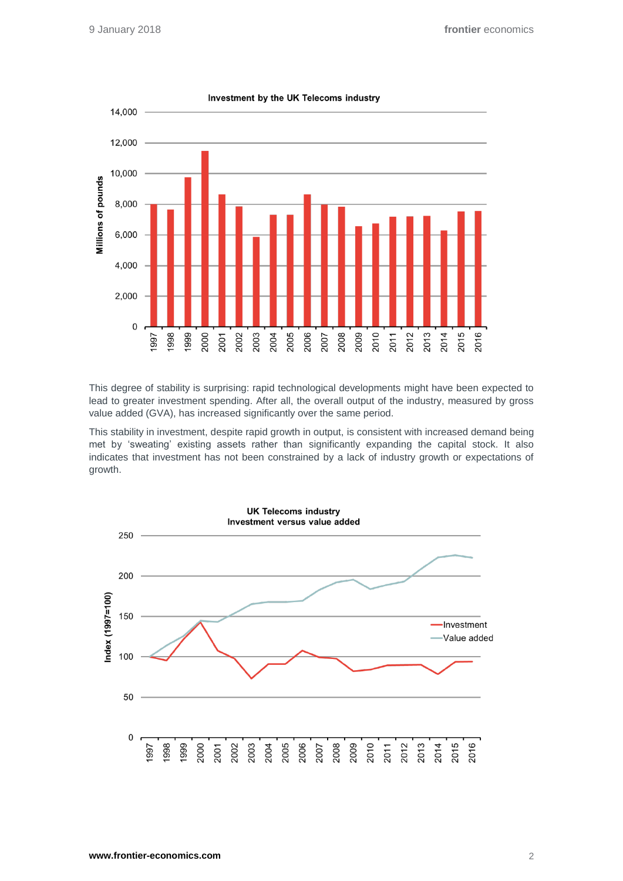This degree of stability is surprising: rapid technological developments might have been expected to lead to greater investment spending. After all, the overall output of the industry, measured by gross value added (GVA), has increased significantly over the same period.

This stability in investment, despite rapid growth in output, is consistent with increased demand being met by 'sweating' existing assets rather than significantly expanding the capital stock. It also indicates that investment has not been constrained by a lack of industry growth or expectations of growth.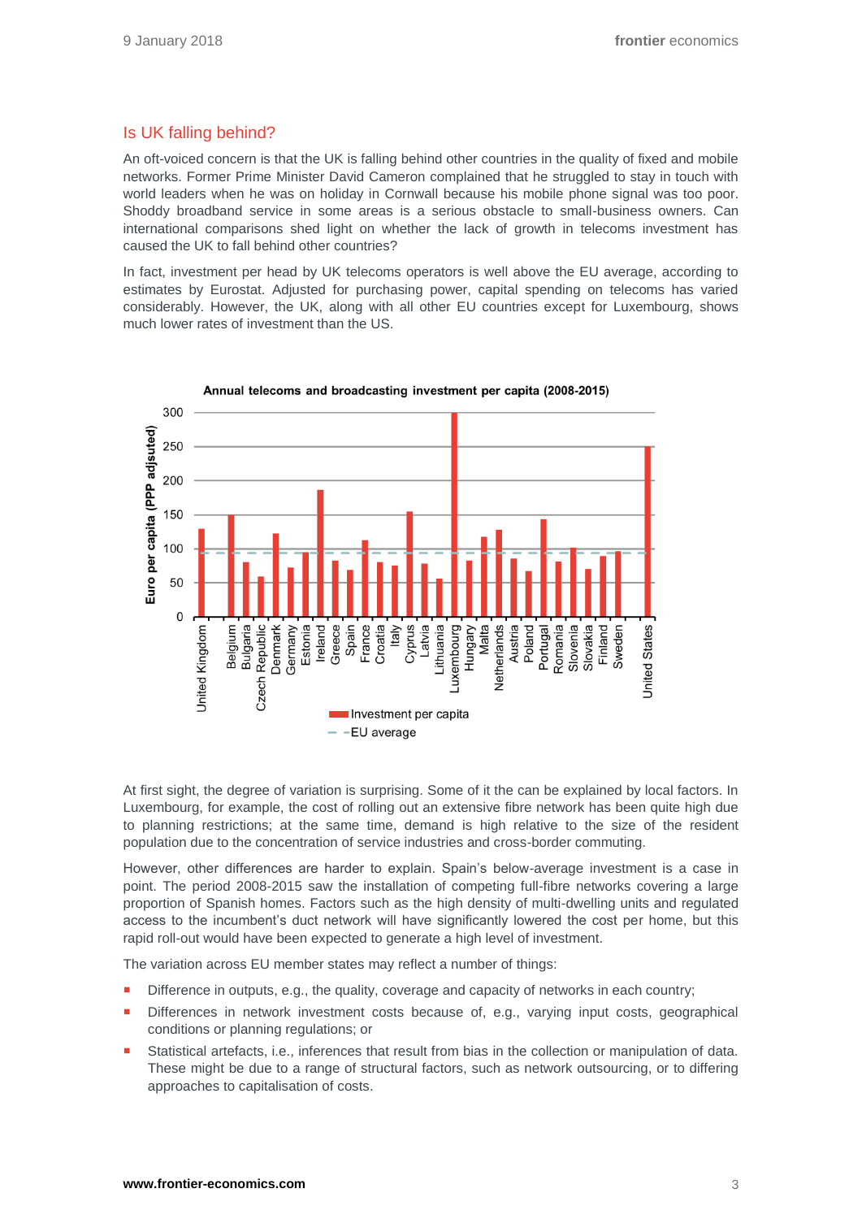## Is UK falling behind?

An oft-voiced concern is that the UK is falling behind other countries in the quality of fixed and mobile networks. Former Prime Minister David Cameron complained that he struggled to stay in touch with world leaders when he was on holiday in Cornwall because his mobile phone signal was too poor. Shoddy broadband service in some areas is a serious obstacle to small-business owners. Can international comparisons shed light on whether the lack of growth in telecoms investment has caused the UK to fall behind other countries?

In fact, investment per head by UK telecoms operators is well above the EU average, according to estimates by Eurostat. Adjusted for purchasing power, capital spending on telecoms has varied considerably. However, the UK, along with all other EU countries except for Luxembourg, shows much lower rates of investment than the US.

**Annual telecoms and broadcasting investment per capita (2008-2015)**

Euro per capita (PPP adjusted)

Countries: United Kingdom, Belgium, Bulgaria, Czech Republic, Denmark, Germany, Estonia, Ireland, Greece, Spain, France, Croatia, Italy, Cyprus, Latvia, Lithuania, Luxembourg, Hungary, Malta, Netherlands, Austria, Poland, Portugal, Romania, Slovenia, Slovakia, Finland, Sweden, United States

Legend: Investment per capita; EU average

At first sight, the degree of variation is surprising. Some of it the can be explained by local factors. In Luxembourg, for example, the cost of rolling out an extensive fibre network has been quite high due to planning restrictions; at the same time, demand is high relative to the size of the resident population due to the concentration of service industries and cross-border commuting.

However, other differences are harder to explain. Spain's below-average investment is a case in point. The period 2008-2015 saw the installation of competing full-fibre networks covering a large proportion of Spanish homes. Factors such as the high density of multi-dwelling units and regulated access to the incumbent's duct network will have significantly lowered the cost per home, but this rapid roll-out would have been expected to generate a high level of investment.

The variation across EU member states may reflect a number of things:

- Difference in outputs, e.g., the quality, coverage and capacity of networks in each country;
- Differences in network investment costs because of, e.g., varying input costs, geographical conditions or planning regulations; or
- Statistical artefacts, i.e., inferences that result from bias in the collection or manipulation of data. These might be due to a range of structural factors, such as network outsourcing, or to differing approaches to capitalisation of costs.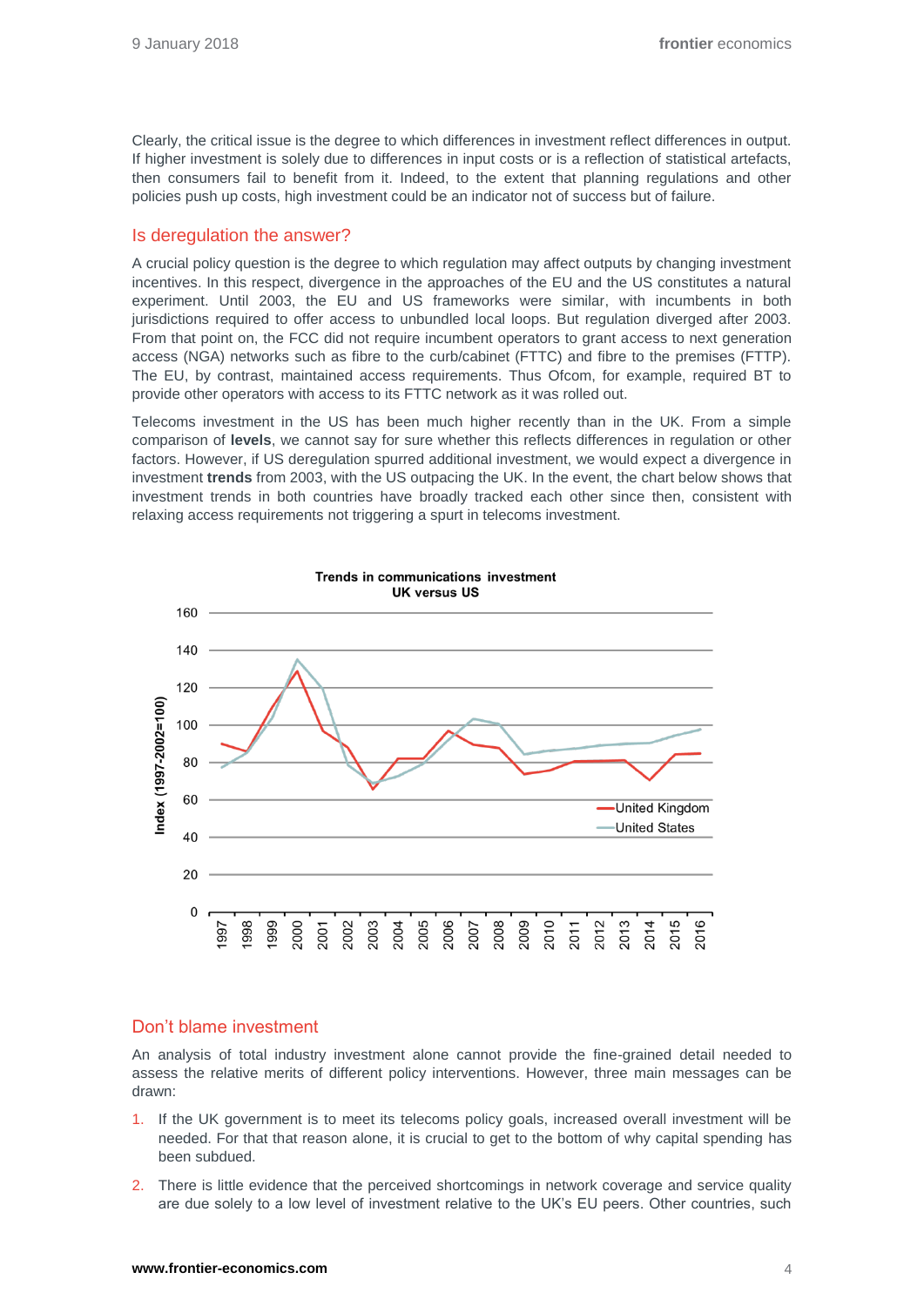Clearly, the critical issue is the degree to which differences in investment reflect differences in output. If higher investment is solely due to differences in input costs or is a reflection of statistical artefacts, then consumers fail to benefit from it. Indeed, to the extent that planning regulations and other policies push up costs, high investment could be an indicator not of success but of failure.

## Is deregulation the answer?

A crucial policy question is the degree to which regulation may affect outputs by changing investment incentives. In this respect, divergence in the approaches of the EU and the US constitutes a natural experiment. Until 2003, the EU and US frameworks were similar, with incumbents in both jurisdictions required to offer access to unbundled local loops. But regulation diverged after 2003. From that point on, the FCC did not require incumbent operators to grant access to next generation access (NGA) networks such as fibre to the curb/cabinet (FTTC) and fibre to the premises (FTTP). The EU, by contrast, maintained access requirements. Thus Ofcom, for example, required BT to provide other operators with access to its FTTC network as it was rolled out.

Telecoms investment in the US has been much higher recently than in the UK. From a simple comparison of **levels**, we cannot say for sure whether this reflects differences in regulation or other factors. However, if US deregulation spurred additional investment, we would expect a divergence in investment **trends** from 2003, with the US outpacing the UK. In the event, the chart below shows that investment trends in both countries have broadly tracked each other since then, consistent with relaxing access requirements not triggering a spurt in telecoms investment.

**Trends in communications investment**
**UK versus US**

## Don't blame investment

An analysis of total industry investment alone cannot provide the fine-grained detail needed to assess the relative merits of different policy interventions. However, three main messages can be drawn:

1. If the UK government is to meet its telecoms policy goals, increased overall investment will be needed. For that that reason alone, it is crucial to get to the bottom of why capital spending has been subdued.

2. There is little evidence that the perceived shortcomings in network coverage and service quality are due solely to a low level of investment relative to the UK's EU peers. Other countries, such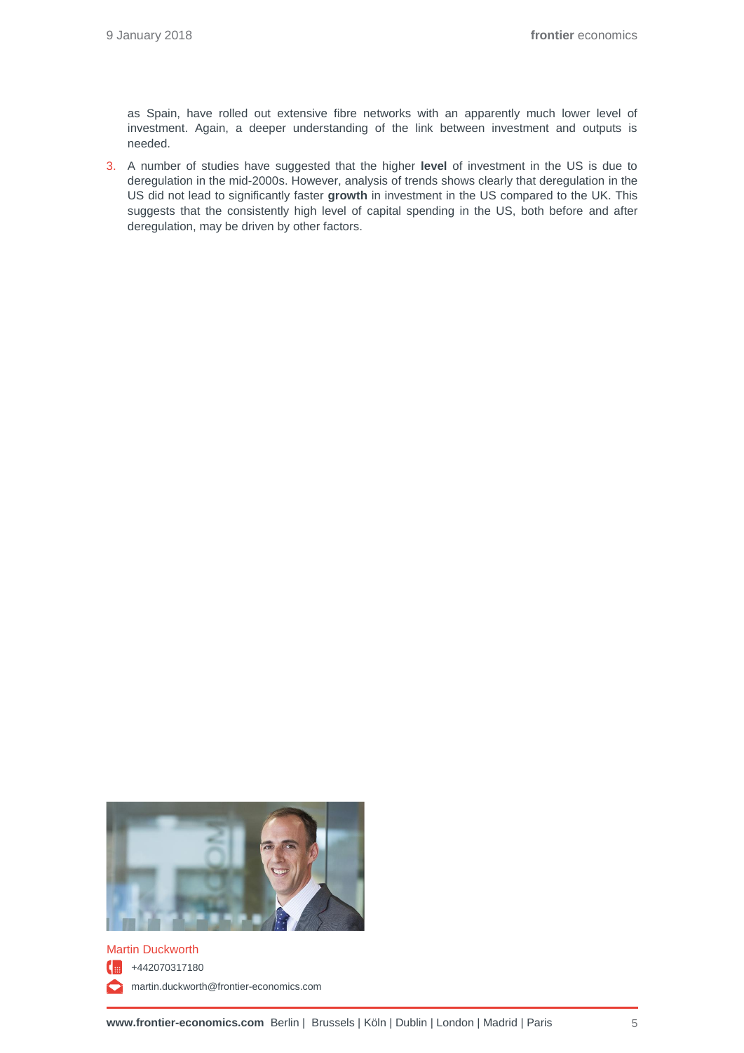as Spain, have rolled out extensive fibre networks with an apparently much lower level of investment. Again, a deeper understanding of the link between investment and outputs is needed.

3. A number of studies have suggested that the higher **level** of investment in the US is due to deregulation in the mid-2000s. However, analysis of trends shows clearly that deregulation in the US did not lead to significantly faster **growth** in investment in the US compared to the UK. This suggests that the consistently high level of capital spending in the US, both before and after deregulation, may be driven by other factors.

Martin Duckworth

+442070317180

martin.duckworth@frontier-economics.com

**www.frontier-economics.com** Berlin | Brussels | Köln | Dublin | London | Madrid | Paris